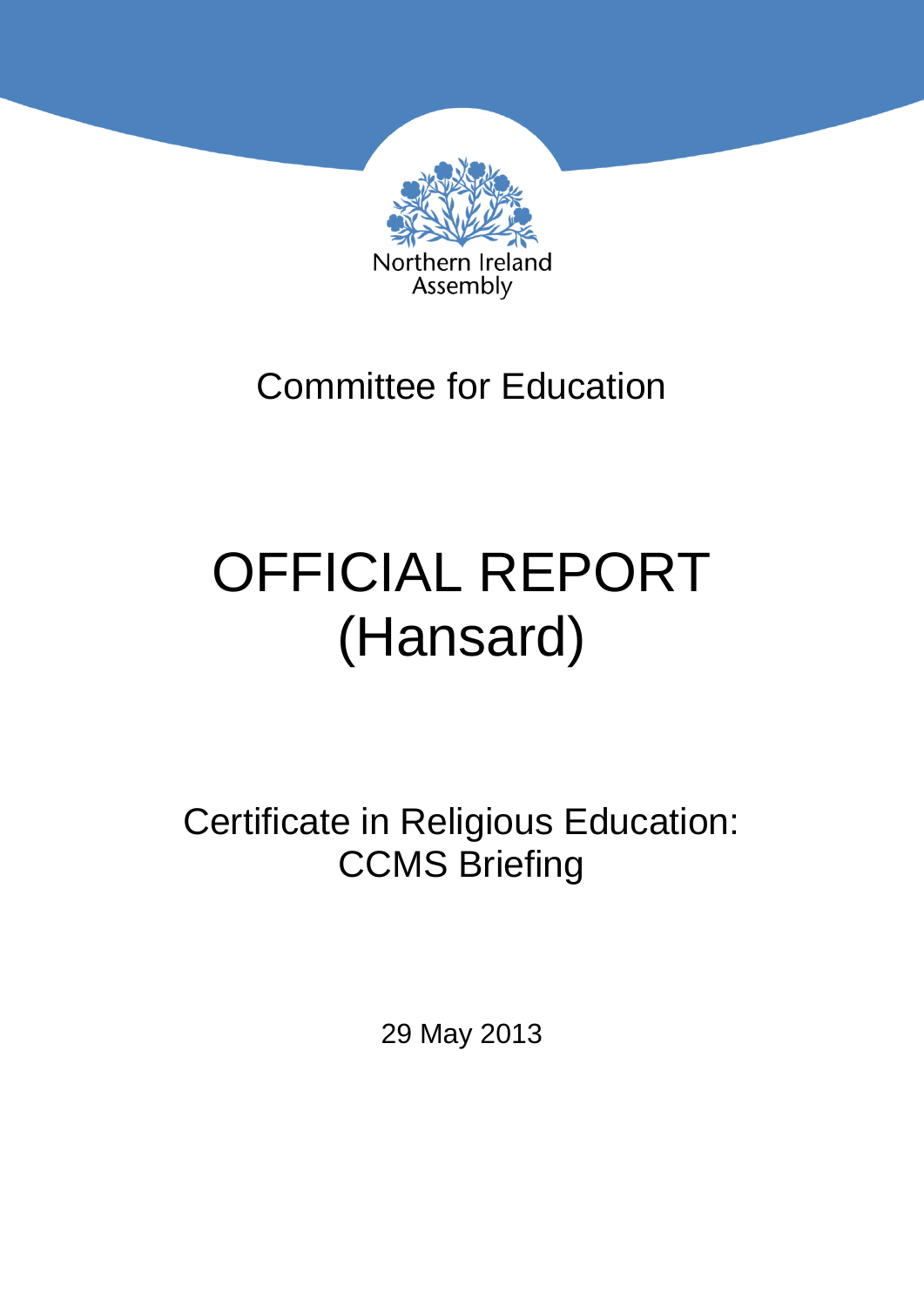Northern Ireland Assembly

# Committee for Education

# OFFICIAL REPORT (Hansard)

## Certificate in Religious Education: CCMS Briefing

29 May 2013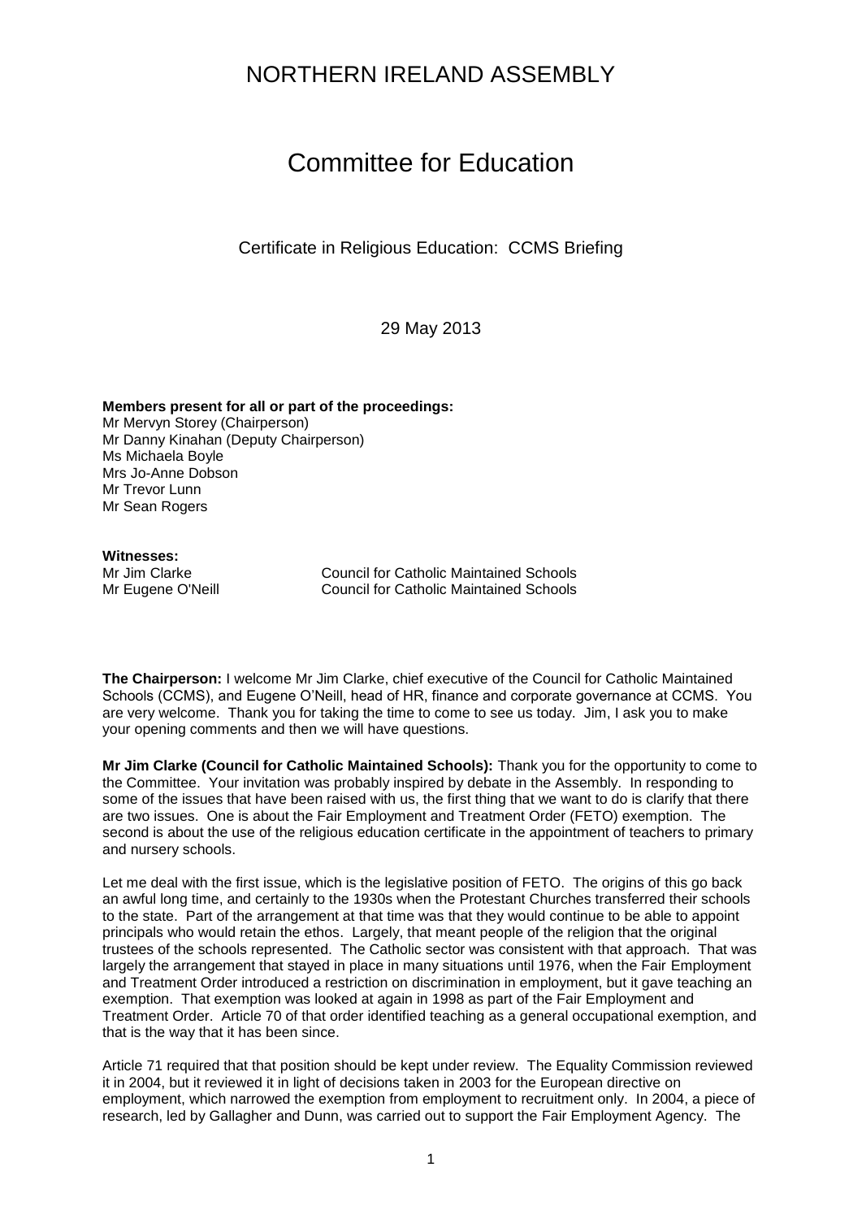# NORTHERN IRELAND ASSEMBLY

# Committee for Education

Certificate in Religious Education: CCMS Briefing

29 May 2013

**Members present for all or part of the proceedings:**
Mr Mervyn Storey (Chairperson)
Mr Danny Kinahan (Deputy Chairperson)
Ms Michaela Boyle
Mrs Jo-Anne Dobson
Mr Trevor Lunn
Mr Sean Rogers

**Witnesses:**

| | |
|---|---|
| Mr Jim Clarke | Council for Catholic Maintained Schools |
| Mr Eugene O'Neill | Council for Catholic Maintained Schools |

**The Chairperson:** I welcome Mr Jim Clarke, chief executive of the Council for Catholic Maintained Schools (CCMS), and Eugene O'Neill, head of HR, finance and corporate governance at CCMS. You are very welcome. Thank you for taking the time to come to see us today. Jim, I ask you to make your opening comments and then we will have questions.

**Mr Jim Clarke (Council for Catholic Maintained Schools):** Thank you for the opportunity to come to the Committee. Your invitation was probably inspired by debate in the Assembly. In responding to some of the issues that have been raised with us, the first thing that we want to do is clarify that there are two issues. One is about the Fair Employment and Treatment Order (FETO) exemption. The second is about the use of the religious education certificate in the appointment of teachers to primary and nursery schools.

Let me deal with the first issue, which is the legislative position of FETO. The origins of this go back an awful long time, and certainly to the 1930s when the Protestant Churches transferred their schools to the state. Part of the arrangement at that time was that they would continue to be able to appoint principals who would retain the ethos. Largely, that meant people of the religion that the original trustees of the schools represented. The Catholic sector was consistent with that approach. That was largely the arrangement that stayed in place in many situations until 1976, when the Fair Employment and Treatment Order introduced a restriction on discrimination in employment, but it gave teaching an exemption. That exemption was looked at again in 1998 as part of the Fair Employment and Treatment Order. Article 70 of that order identified teaching as a general occupational exemption, and that is the way that it has been since.

Article 71 required that that position should be kept under review. The Equality Commission reviewed it in 2004, but it reviewed it in light of decisions taken in 2003 for the European directive on employment, which narrowed the exemption from employment to recruitment only. In 2004, a piece of research, led by Gallagher and Dunn, was carried out to support the Fair Employment Agency. The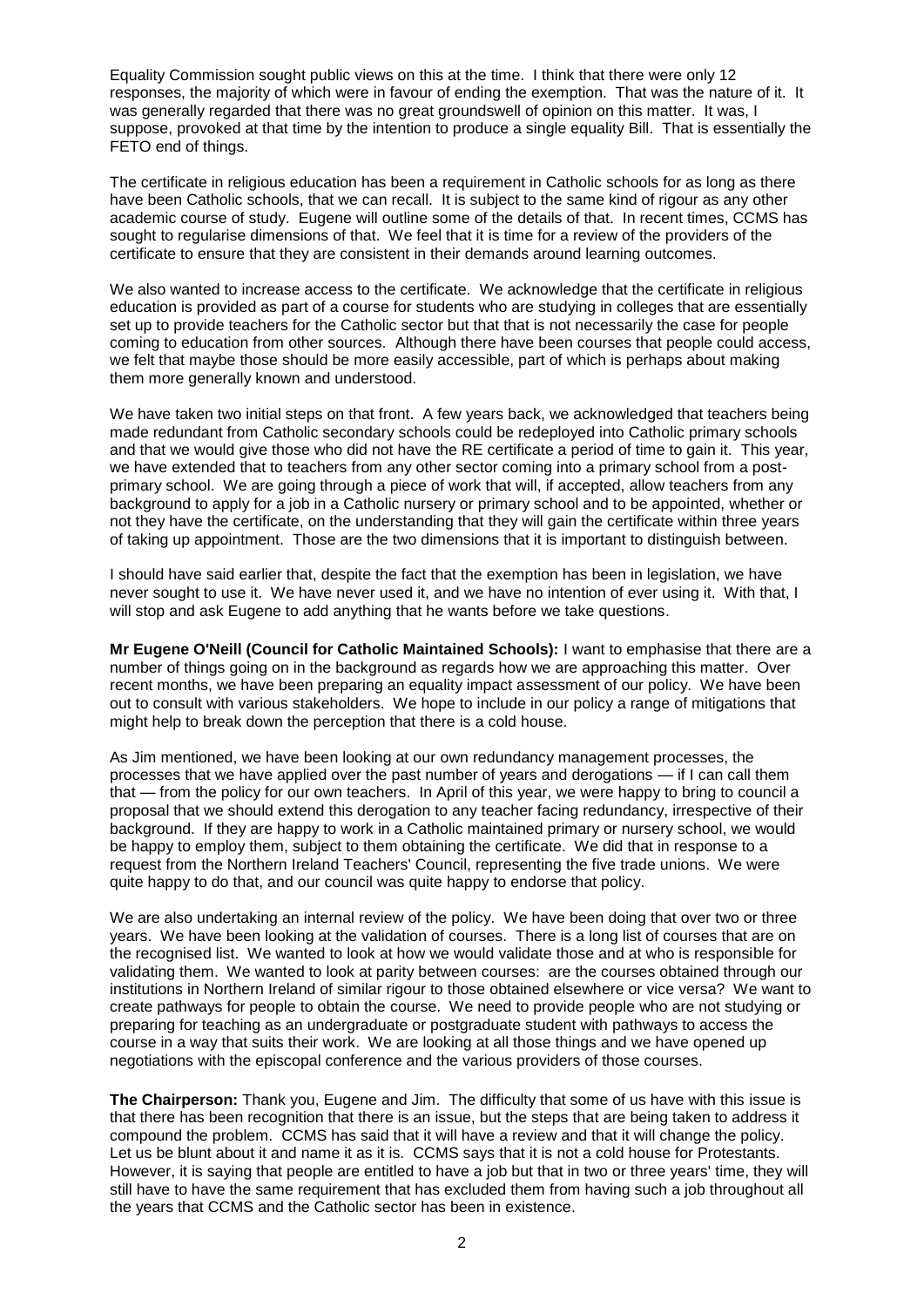Equality Commission sought public views on this at the time. I think that there were only 12 responses, the majority of which were in favour of ending the exemption. That was the nature of it. It was generally regarded that there was no great groundswell of opinion on this matter. It was, I suppose, provoked at that time by the intention to produce a single equality Bill. That is essentially the FETO end of things.

The certificate in religious education has been a requirement in Catholic schools for as long as there have been Catholic schools, that we can recall. It is subject to the same kind of rigour as any other academic course of study. Eugene will outline some of the details of that. In recent times, CCMS has sought to regularise dimensions of that. We feel that it is time for a review of the providers of the certificate to ensure that they are consistent in their demands around learning outcomes.

We also wanted to increase access to the certificate. We acknowledge that the certificate in religious education is provided as part of a course for students who are studying in colleges that are essentially set up to provide teachers for the Catholic sector but that that is not necessarily the case for people coming to education from other sources. Although there have been courses that people could access, we felt that maybe those should be more easily accessible, part of which is perhaps about making them more generally known and understood.

We have taken two initial steps on that front. A few years back, we acknowledged that teachers being made redundant from Catholic secondary schools could be redeployed into Catholic primary schools and that we would give those who did not have the RE certificate a period of time to gain it. This year, we have extended that to teachers from any other sector coming into a primary school from a post-primary school. We are going through a piece of work that will, if accepted, allow teachers from any background to apply for a job in a Catholic nursery or primary school and to be appointed, whether or not they have the certificate, on the understanding that they will gain the certificate within three years of taking up appointment. Those are the two dimensions that it is important to distinguish between.

I should have said earlier that, despite the fact that the exemption has been in legislation, we have never sought to use it. We have never used it, and we have no intention of ever using it. With that, I will stop and ask Eugene to add anything that he wants before we take questions.

**Mr Eugene O'Neill (Council for Catholic Maintained Schools):** I want to emphasise that there are a number of things going on in the background as regards how we are approaching this matter. Over recent months, we have been preparing an equality impact assessment of our policy. We have been out to consult with various stakeholders. We hope to include in our policy a range of mitigations that might help to break down the perception that there is a cold house.

As Jim mentioned, we have been looking at our own redundancy management processes, the processes that we have applied over the past number of years and derogations — if I can call them that — from the policy for our own teachers. In April of this year, we were happy to bring to council a proposal that we should extend this derogation to any teacher facing redundancy, irrespective of their background. If they are happy to work in a Catholic maintained primary or nursery school, we would be happy to employ them, subject to them obtaining the certificate. We did that in response to a request from the Northern Ireland Teachers' Council, representing the five trade unions. We were quite happy to do that, and our council was quite happy to endorse that policy.

We are also undertaking an internal review of the policy. We have been doing that over two or three years. We have been looking at the validation of courses. There is a long list of courses that are on the recognised list. We wanted to look at how we would validate those and at who is responsible for validating them. We wanted to look at parity between courses: are the courses obtained through our institutions in Northern Ireland of similar rigour to those obtained elsewhere or vice versa? We want to create pathways for people to obtain the course. We need to provide people who are not studying or preparing for teaching as an undergraduate or postgraduate student with pathways to access the course in a way that suits their work. We are looking at all those things and we have opened up negotiations with the episcopal conference and the various providers of those courses.

**The Chairperson:** Thank you, Eugene and Jim. The difficulty that some of us have with this issue is that there has been recognition that there is an issue, but the steps that are being taken to address it compound the problem. CCMS has said that it will have a review and that it will change the policy. Let us be blunt about it and name it as it is. CCMS says that it is not a cold house for Protestants. However, it is saying that people are entitled to have a job but that in two or three years' time, they will still have to have the same requirement that has excluded them from having such a job throughout all the years that CCMS and the Catholic sector has been in existence.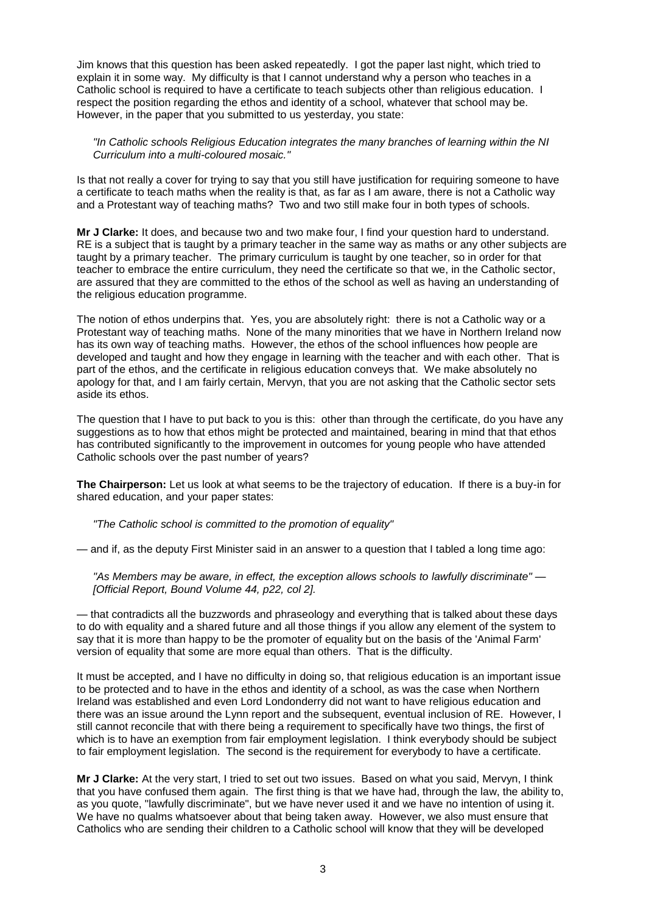Jim knows that this question has been asked repeatedly. I got the paper last night, which tried to explain it in some way. My difficulty is that I cannot understand why a person who teaches in a Catholic school is required to have a certificate to teach subjects other than religious education. I respect the position regarding the ethos and identity of a school, whatever that school may be. However, in the paper that you submitted to us yesterday, you state:

> *"In Catholic schools Religious Education integrates the many branches of learning within the NI Curriculum into a multi-coloured mosaic."*

Is that not really a cover for trying to say that you still have justification for requiring someone to have a certificate to teach maths when the reality is that, as far as I am aware, there is not a Catholic way and a Protestant way of teaching maths? Two and two still make four in both types of schools.

**Mr J Clarke:** It does, and because two and two make four, I find your question hard to understand. RE is a subject that is taught by a primary teacher in the same way as maths or any other subjects are taught by a primary teacher. The primary curriculum is taught by one teacher, so in order for that teacher to embrace the entire curriculum, they need the certificate so that we, in the Catholic sector, are assured that they are committed to the ethos of the school as well as having an understanding of the religious education programme.

The notion of ethos underpins that. Yes, you are absolutely right: there is not a Catholic way or a Protestant way of teaching maths. None of the many minorities that we have in Northern Ireland now has its own way of teaching maths. However, the ethos of the school influences how people are developed and taught and how they engage in learning with the teacher and with each other. That is part of the ethos, and the certificate in religious education conveys that. We make absolutely no apology for that, and I am fairly certain, Mervyn, that you are not asking that the Catholic sector sets aside its ethos.

The question that I have to put back to you is this: other than through the certificate, do you have any suggestions as to how that ethos might be protected and maintained, bearing in mind that that ethos has contributed significantly to the improvement in outcomes for young people who have attended Catholic schools over the past number of years?

**The Chairperson:** Let us look at what seems to be the trajectory of education. If there is a buy-in for shared education, and your paper states:

> *"The Catholic school is committed to the promotion of equality"*

— and if, as the deputy First Minister said in an answer to a question that I tabled a long time ago:

> *"As Members may be aware, in effect, the exception allows schools to lawfully discriminate" — [Official Report, Bound Volume 44, p22, col 2].*

— that contradicts all the buzzwords and phraseology and everything that is talked about these days to do with equality and a shared future and all those things if you allow any element of the system to say that it is more than happy to be the promoter of equality but on the basis of the 'Animal Farm' version of equality that some are more equal than others. That is the difficulty.

It must be accepted, and I have no difficulty in doing so, that religious education is an important issue to be protected and to have in the ethos and identity of a school, as was the case when Northern Ireland was established and even Lord Londonderry did not want to have religious education and there was an issue around the Lynn report and the subsequent, eventual inclusion of RE. However, I still cannot reconcile that with there being a requirement to specifically have two things, the first of which is to have an exemption from fair employment legislation. I think everybody should be subject to fair employment legislation. The second is the requirement for everybody to have a certificate.

**Mr J Clarke:** At the very start, I tried to set out two issues. Based on what you said, Mervyn, I think that you have confused them again. The first thing is that we have had, through the law, the ability to, as you quote, "lawfully discriminate", but we have never used it and we have no intention of using it. We have no qualms whatsoever about that being taken away. However, we also must ensure that Catholics who are sending their children to a Catholic school will know that they will be developed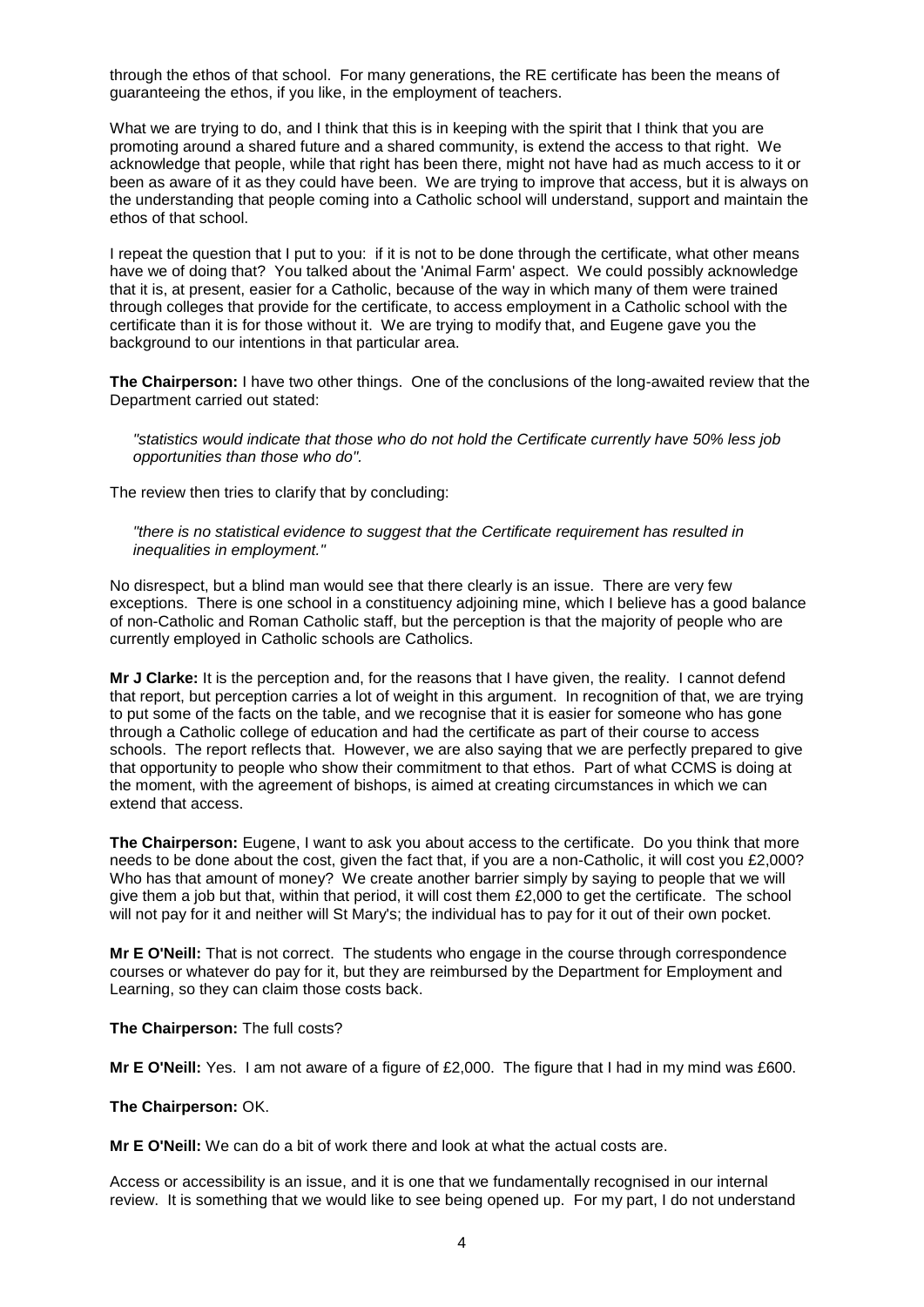through the ethos of that school. For many generations, the RE certificate has been the means of guaranteeing the ethos, if you like, in the employment of teachers.

What we are trying to do, and I think that this is in keeping with the spirit that I think that you are promoting around a shared future and a shared community, is extend the access to that right. We acknowledge that people, while that right has been there, might not have had as much access to it or been as aware of it as they could have been. We are trying to improve that access, but it is always on the understanding that people coming into a Catholic school will understand, support and maintain the ethos of that school.

I repeat the question that I put to you: if it is not to be done through the certificate, what other means have we of doing that? You talked about the 'Animal Farm' aspect. We could possibly acknowledge that it is, at present, easier for a Catholic, because of the way in which many of them were trained through colleges that provide for the certificate, to access employment in a Catholic school with the certificate than it is for those without it. We are trying to modify that, and Eugene gave you the background to our intentions in that particular area.

**The Chairperson:** I have two other things. One of the conclusions of the long-awaited review that the Department carried out stated:

> *"statistics would indicate that those who do not hold the Certificate currently have 50% less job opportunities than those who do".*

The review then tries to clarify that by concluding:

> *"there is no statistical evidence to suggest that the Certificate requirement has resulted in inequalities in employment."*

No disrespect, but a blind man would see that there clearly is an issue. There are very few exceptions. There is one school in a constituency adjoining mine, which I believe has a good balance of non-Catholic and Roman Catholic staff, but the perception is that the majority of people who are currently employed in Catholic schools are Catholics.

**Mr J Clarke:** It is the perception and, for the reasons that I have given, the reality. I cannot defend that report, but perception carries a lot of weight in this argument. In recognition of that, we are trying to put some of the facts on the table, and we recognise that it is easier for someone who has gone through a Catholic college of education and had the certificate as part of their course to access schools. The report reflects that. However, we are also saying that we are perfectly prepared to give that opportunity to people who show their commitment to that ethos. Part of what CCMS is doing at the moment, with the agreement of bishops, is aimed at creating circumstances in which we can extend that access.

**The Chairperson:** Eugene, I want to ask you about access to the certificate. Do you think that more needs to be done about the cost, given the fact that, if you are a non-Catholic, it will cost you £2,000? Who has that amount of money? We create another barrier simply by saying to people that we will give them a job but that, within that period, it will cost them £2,000 to get the certificate. The school will not pay for it and neither will St Mary's; the individual has to pay for it out of their own pocket.

**Mr E O'Neill:** That is not correct. The students who engage in the course through correspondence courses or whatever do pay for it, but they are reimbursed by the Department for Employment and Learning, so they can claim those costs back.

**The Chairperson:** The full costs?

**Mr E O'Neill:** Yes. I am not aware of a figure of £2,000. The figure that I had in my mind was £600.

**The Chairperson:** OK.

**Mr E O'Neill:** We can do a bit of work there and look at what the actual costs are.

Access or accessibility is an issue, and it is one that we fundamentally recognised in our internal review. It is something that we would like to see being opened up. For my part, I do not understand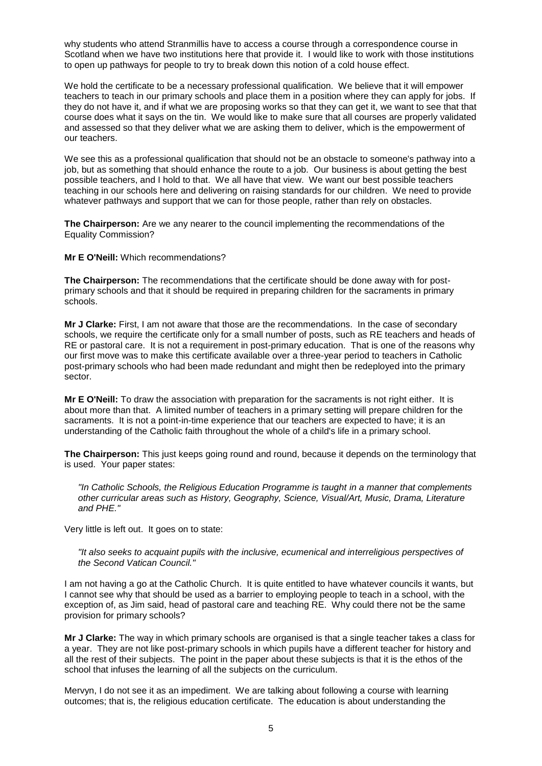why students who attend Stranmillis have to access a course through a correspondence course in Scotland when we have two institutions here that provide it. I would like to work with those institutions to open up pathways for people to try to break down this notion of a cold house effect.

We hold the certificate to be a necessary professional qualification. We believe that it will empower teachers to teach in our primary schools and place them in a position where they can apply for jobs. If they do not have it, and if what we are proposing works so that they can get it, we want to see that that course does what it says on the tin. We would like to make sure that all courses are properly validated and assessed so that they deliver what we are asking them to deliver, which is the empowerment of our teachers.

We see this as a professional qualification that should not be an obstacle to someone's pathway into a job, but as something that should enhance the route to a job. Our business is about getting the best possible teachers, and I hold to that. We all have that view. We want our best possible teachers teaching in our schools here and delivering on raising standards for our children. We need to provide whatever pathways and support that we can for those people, rather than rely on obstacles.

**The Chairperson:** Are we any nearer to the council implementing the recommendations of the Equality Commission?

**Mr E O'Neill:** Which recommendations?

**The Chairperson:** The recommendations that the certificate should be done away with for post-primary schools and that it should be required in preparing children for the sacraments in primary schools.

**Mr J Clarke:** First, I am not aware that those are the recommendations. In the case of secondary schools, we require the certificate only for a small number of posts, such as RE teachers and heads of RE or pastoral care. It is not a requirement in post-primary education. That is one of the reasons why our first move was to make this certificate available over a three-year period to teachers in Catholic post-primary schools who had been made redundant and might then be redeployed into the primary sector.

**Mr E O'Neill:** To draw the association with preparation for the sacraments is not right either. It is about more than that. A limited number of teachers in a primary setting will prepare children for the sacraments. It is not a point-in-time experience that our teachers are expected to have; it is an understanding of the Catholic faith throughout the whole of a child's life in a primary school.

**The Chairperson:** This just keeps going round and round, because it depends on the terminology that is used. Your paper states:

> *"In Catholic Schools, the Religious Education Programme is taught in a manner that complements other curricular areas such as History, Geography, Science, Visual/Art, Music, Drama, Literature and PHE."*

Very little is left out. It goes on to state:

> *"It also seeks to acquaint pupils with the inclusive, ecumenical and interreligious perspectives of the Second Vatican Council."*

I am not having a go at the Catholic Church. It is quite entitled to have whatever councils it wants, but I cannot see why that should be used as a barrier to employing people to teach in a school, with the exception of, as Jim said, head of pastoral care and teaching RE. Why could there not be the same provision for primary schools?

**Mr J Clarke:** The way in which primary schools are organised is that a single teacher takes a class for a year. They are not like post-primary schools in which pupils have a different teacher for history and all the rest of their subjects. The point in the paper about these subjects is that it is the ethos of the school that infuses the learning of all the subjects on the curriculum.

Mervyn, I do not see it as an impediment. We are talking about following a course with learning outcomes; that is, the religious education certificate. The education is about understanding the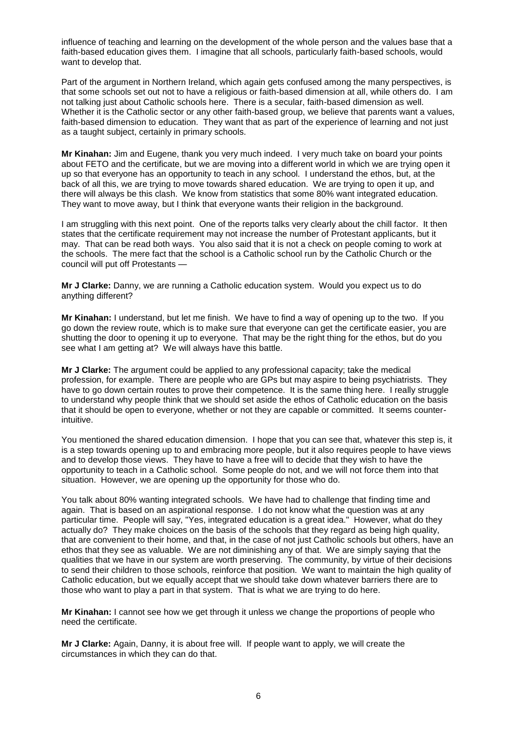influence of teaching and learning on the development of the whole person and the values base that a faith-based education gives them. I imagine that all schools, particularly faith-based schools, would want to develop that.

Part of the argument in Northern Ireland, which again gets confused among the many perspectives, is that some schools set out not to have a religious or faith-based dimension at all, while others do. I am not talking just about Catholic schools here. There is a secular, faith-based dimension as well. Whether it is the Catholic sector or any other faith-based group, we believe that parents want a values, faith-based dimension to education. They want that as part of the experience of learning and not just as a taught subject, certainly in primary schools.

**Mr Kinahan:** Jim and Eugene, thank you very much indeed. I very much take on board your points about FETO and the certificate, but we are moving into a different world in which we are trying open it up so that everyone has an opportunity to teach in any school. I understand the ethos, but, at the back of all this, we are trying to move towards shared education. We are trying to open it up, and there will always be this clash. We know from statistics that some 80% want integrated education. They want to move away, but I think that everyone wants their religion in the background.

I am struggling with this next point. One of the reports talks very clearly about the chill factor. It then states that the certificate requirement may not increase the number of Protestant applicants, but it may. That can be read both ways. You also said that it is not a check on people coming to work at the schools. The mere fact that the school is a Catholic school run by the Catholic Church or the council will put off Protestants —

**Mr J Clarke:** Danny, we are running a Catholic education system. Would you expect us to do anything different?

**Mr Kinahan:** I understand, but let me finish. We have to find a way of opening up to the two. If you go down the review route, which is to make sure that everyone can get the certificate easier, you are shutting the door to opening it up to everyone. That may be the right thing for the ethos, but do you see what I am getting at? We will always have this battle.

**Mr J Clarke:** The argument could be applied to any professional capacity; take the medical profession, for example. There are people who are GPs but may aspire to being psychiatrists. They have to go down certain routes to prove their competence. It is the same thing here. I really struggle to understand why people think that we should set aside the ethos of Catholic education on the basis that it should be open to everyone, whether or not they are capable or committed. It seems counter-intuitive.

You mentioned the shared education dimension. I hope that you can see that, whatever this step is, it is a step towards opening up to and embracing more people, but it also requires people to have views and to develop those views. They have to have a free will to decide that they wish to have the opportunity to teach in a Catholic school. Some people do not, and we will not force them into that situation. However, we are opening up the opportunity for those who do.

You talk about 80% wanting integrated schools. We have had to challenge that finding time and again. That is based on an aspirational response. I do not know what the question was at any particular time. People will say, "Yes, integrated education is a great idea." However, what do they actually do? They make choices on the basis of the schools that they regard as being high quality, that are convenient to their home, and that, in the case of not just Catholic schools but others, have an ethos that they see as valuable. We are not diminishing any of that. We are simply saying that the qualities that we have in our system are worth preserving. The community, by virtue of their decisions to send their children to those schools, reinforce that position. We want to maintain the high quality of Catholic education, but we equally accept that we should take down whatever barriers there are to those who want to play a part in that system. That is what we are trying to do here.

**Mr Kinahan:** I cannot see how we get through it unless we change the proportions of people who need the certificate.

**Mr J Clarke:** Again, Danny, it is about free will. If people want to apply, we will create the circumstances in which they can do that.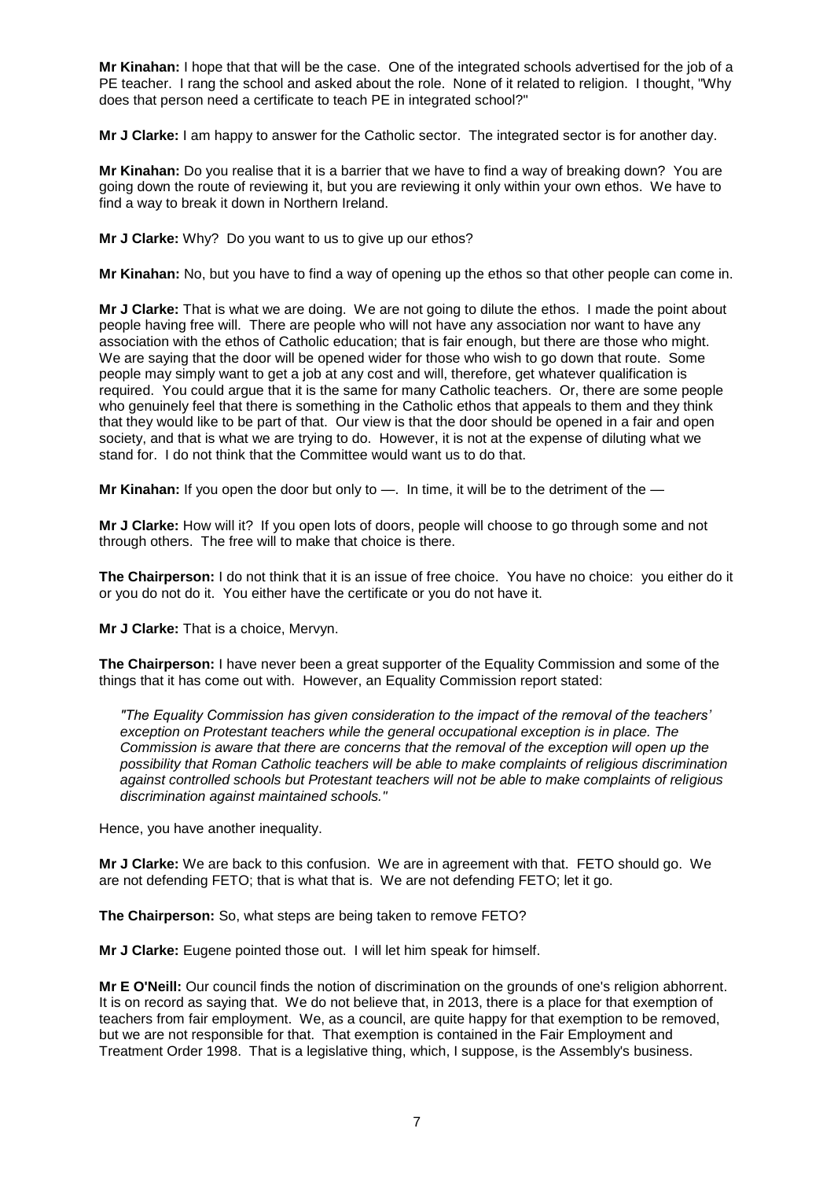**Mr Kinahan:** I hope that that will be the case. One of the integrated schools advertised for the job of a PE teacher. I rang the school and asked about the role. None of it related to religion. I thought, "Why does that person need a certificate to teach PE in integrated school?"

**Mr J Clarke:** I am happy to answer for the Catholic sector. The integrated sector is for another day.

**Mr Kinahan:** Do you realise that it is a barrier that we have to find a way of breaking down? You are going down the route of reviewing it, but you are reviewing it only within your own ethos. We have to find a way to break it down in Northern Ireland.

**Mr J Clarke:** Why? Do you want to us to give up our ethos?

**Mr Kinahan:** No, but you have to find a way of opening up the ethos so that other people can come in.

**Mr J Clarke:** That is what we are doing. We are not going to dilute the ethos. I made the point about people having free will. There are people who will not have any association nor want to have any association with the ethos of Catholic education; that is fair enough, but there are those who might. We are saying that the door will be opened wider for those who wish to go down that route. Some people may simply want to get a job at any cost and will, therefore, get whatever qualification is required. You could argue that it is the same for many Catholic teachers. Or, there are some people who genuinely feel that there is something in the Catholic ethos that appeals to them and they think that they would like to be part of that. Our view is that the door should be opened in a fair and open society, and that is what we are trying to do. However, it is not at the expense of diluting what we stand for. I do not think that the Committee would want us to do that.

**Mr Kinahan:** If you open the door but only to —. In time, it will be to the detriment of the —

**Mr J Clarke:** How will it? If you open lots of doors, people will choose to go through some and not through others. The free will to make that choice is there.

**The Chairperson:** I do not think that it is an issue of free choice. You have no choice: you either do it or you do not do it. You either have the certificate or you do not have it.

**Mr J Clarke:** That is a choice, Mervyn.

**The Chairperson:** I have never been a great supporter of the Equality Commission and some of the things that it has come out with. However, an Equality Commission report stated:

> *"The Equality Commission has given consideration to the impact of the removal of the teachers' exception on Protestant teachers while the general occupational exception is in place. The Commission is aware that there are concerns that the removal of the exception will open up the possibility that Roman Catholic teachers will be able to make complaints of religious discrimination against controlled schools but Protestant teachers will not be able to make complaints of religious discrimination against maintained schools."*

Hence, you have another inequality.

**Mr J Clarke:** We are back to this confusion. We are in agreement with that. FETO should go. We are not defending FETO; that is what that is. We are not defending FETO; let it go.

**The Chairperson:** So, what steps are being taken to remove FETO?

**Mr J Clarke:** Eugene pointed those out. I will let him speak for himself.

**Mr E O'Neill:** Our council finds the notion of discrimination on the grounds of one's religion abhorrent. It is on record as saying that. We do not believe that, in 2013, there is a place for that exemption of teachers from fair employment. We, as a council, are quite happy for that exemption to be removed, but we are not responsible for that. That exemption is contained in the Fair Employment and Treatment Order 1998. That is a legislative thing, which, I suppose, is the Assembly's business.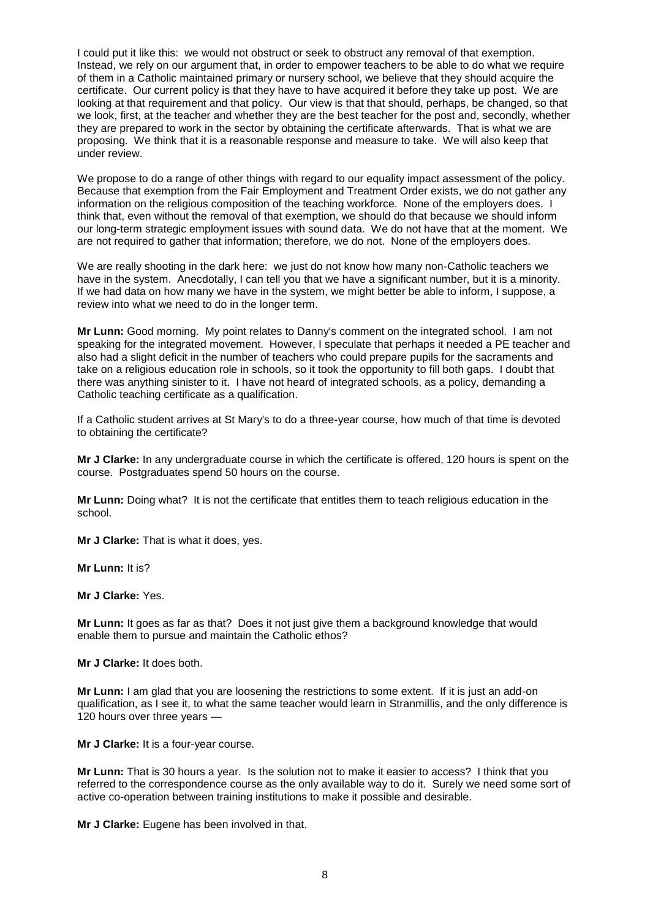I could put it like this: we would not obstruct or seek to obstruct any removal of that exemption. Instead, we rely on our argument that, in order to empower teachers to be able to do what we require of them in a Catholic maintained primary or nursery school, we believe that they should acquire the certificate. Our current policy is that they have to have acquired it before they take up post. We are looking at that requirement and that policy. Our view is that that should, perhaps, be changed, so that we look, first, at the teacher and whether they are the best teacher for the post and, secondly, whether they are prepared to work in the sector by obtaining the certificate afterwards. That is what we are proposing. We think that it is a reasonable response and measure to take. We will also keep that under review.

We propose to do a range of other things with regard to our equality impact assessment of the policy. Because that exemption from the Fair Employment and Treatment Order exists, we do not gather any information on the religious composition of the teaching workforce. None of the employers does. I think that, even without the removal of that exemption, we should do that because we should inform our long-term strategic employment issues with sound data. We do not have that at the moment. We are not required to gather that information; therefore, we do not. None of the employers does.

We are really shooting in the dark here: we just do not know how many non-Catholic teachers we have in the system. Anecdotally, I can tell you that we have a significant number, but it is a minority. If we had data on how many we have in the system, we might better be able to inform, I suppose, a review into what we need to do in the longer term.

**Mr Lunn:** Good morning. My point relates to Danny's comment on the integrated school. I am not speaking for the integrated movement. However, I speculate that perhaps it needed a PE teacher and also had a slight deficit in the number of teachers who could prepare pupils for the sacraments and take on a religious education role in schools, so it took the opportunity to fill both gaps. I doubt that there was anything sinister to it. I have not heard of integrated schools, as a policy, demanding a Catholic teaching certificate as a qualification.

If a Catholic student arrives at St Mary's to do a three-year course, how much of that time is devoted to obtaining the certificate?

**Mr J Clarke:** In any undergraduate course in which the certificate is offered, 120 hours is spent on the course. Postgraduates spend 50 hours on the course.

**Mr Lunn:** Doing what? It is not the certificate that entitles them to teach religious education in the school.

**Mr J Clarke:** That is what it does, yes.

**Mr Lunn:** It is?

**Mr J Clarke:** Yes.

**Mr Lunn:** It goes as far as that? Does it not just give them a background knowledge that would enable them to pursue and maintain the Catholic ethos?

**Mr J Clarke:** It does both.

**Mr Lunn:** I am glad that you are loosening the restrictions to some extent. If it is just an add-on qualification, as I see it, to what the same teacher would learn in Stranmillis, and the only difference is 120 hours over three years —

**Mr J Clarke:** It is a four-year course.

**Mr Lunn:** That is 30 hours a year. Is the solution not to make it easier to access? I think that you referred to the correspondence course as the only available way to do it. Surely we need some sort of active co-operation between training institutions to make it possible and desirable.

**Mr J Clarke:** Eugene has been involved in that.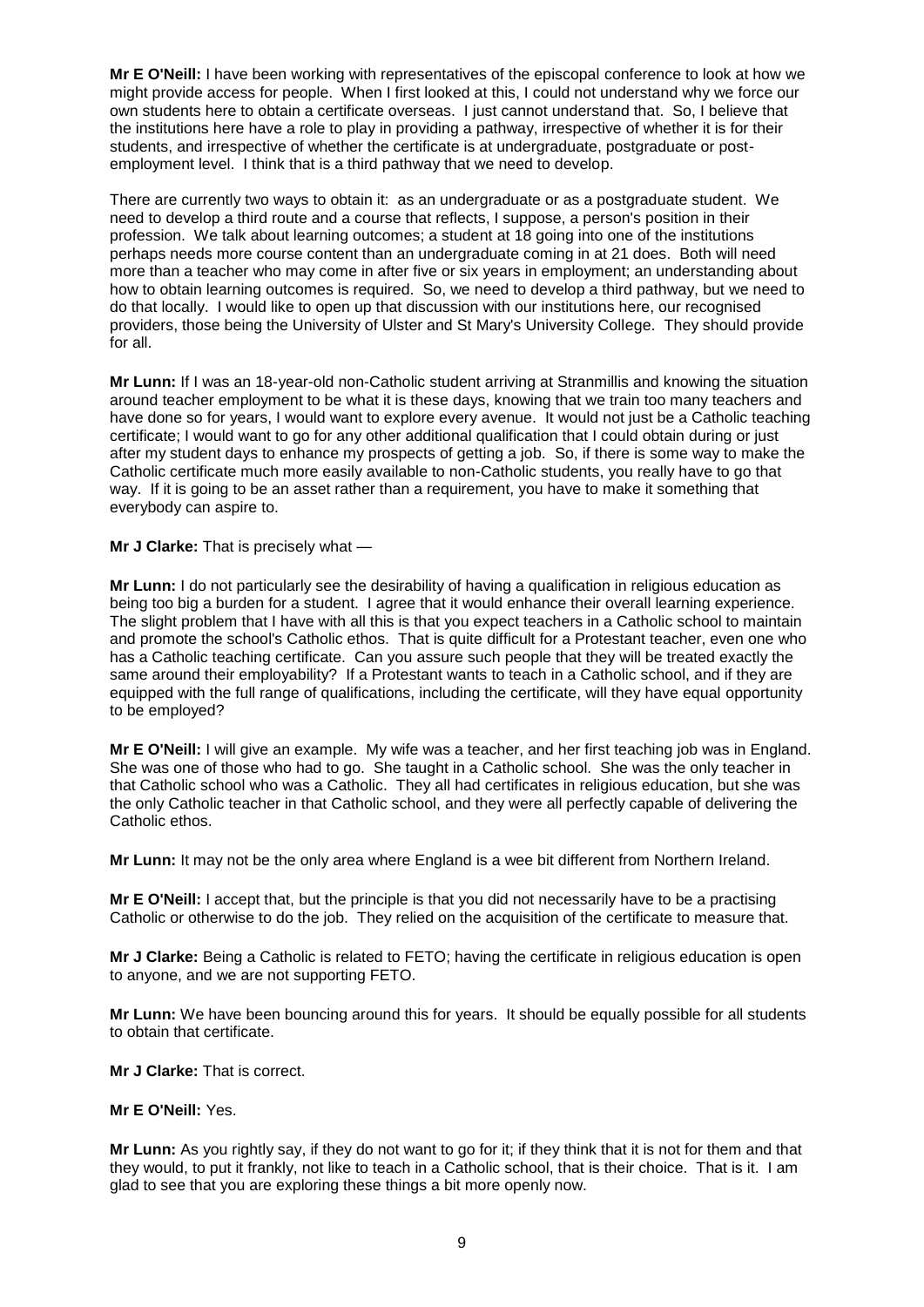**Mr E O'Neill:** I have been working with representatives of the episcopal conference to look at how we might provide access for people. When I first looked at this, I could not understand why we force our own students here to obtain a certificate overseas. I just cannot understand that. So, I believe that the institutions here have a role to play in providing a pathway, irrespective of whether it is for their students, and irrespective of whether the certificate is at undergraduate, postgraduate or post-employment level. I think that is a third pathway that we need to develop.

There are currently two ways to obtain it: as an undergraduate or as a postgraduate student. We need to develop a third route and a course that reflects, I suppose, a person's position in their profession. We talk about learning outcomes; a student at 18 going into one of the institutions perhaps needs more course content than an undergraduate coming in at 21 does. Both will need more than a teacher who may come in after five or six years in employment; an understanding about how to obtain learning outcomes is required. So, we need to develop a third pathway, but we need to do that locally. I would like to open up that discussion with our institutions here, our recognised providers, those being the University of Ulster and St Mary's University College. They should provide for all.

**Mr Lunn:** If I was an 18-year-old non-Catholic student arriving at Stranmillis and knowing the situation around teacher employment to be what it is these days, knowing that we train too many teachers and have done so for years, I would want to explore every avenue. It would not just be a Catholic teaching certificate; I would want to go for any other additional qualification that I could obtain during or just after my student days to enhance my prospects of getting a job. So, if there is some way to make the Catholic certificate much more easily available to non-Catholic students, you really have to go that way. If it is going to be an asset rather than a requirement, you have to make it something that everybody can aspire to.

**Mr J Clarke:** That is precisely what —

**Mr Lunn:** I do not particularly see the desirability of having a qualification in religious education as being too big a burden for a student. I agree that it would enhance their overall learning experience. The slight problem that I have with all this is that you expect teachers in a Catholic school to maintain and promote the school's Catholic ethos. That is quite difficult for a Protestant teacher, even one who has a Catholic teaching certificate. Can you assure such people that they will be treated exactly the same around their employability? If a Protestant wants to teach in a Catholic school, and if they are equipped with the full range of qualifications, including the certificate, will they have equal opportunity to be employed?

**Mr E O'Neill:** I will give an example. My wife was a teacher, and her first teaching job was in England. She was one of those who had to go. She taught in a Catholic school. She was the only teacher in that Catholic school who was a Catholic. They all had certificates in religious education, but she was the only Catholic teacher in that Catholic school, and they were all perfectly capable of delivering the Catholic ethos.

**Mr Lunn:** It may not be the only area where England is a wee bit different from Northern Ireland.

**Mr E O'Neill:** I accept that, but the principle is that you did not necessarily have to be a practising Catholic or otherwise to do the job. They relied on the acquisition of the certificate to measure that.

**Mr J Clarke:** Being a Catholic is related to FETO; having the certificate in religious education is open to anyone, and we are not supporting FETO.

**Mr Lunn:** We have been bouncing around this for years. It should be equally possible for all students to obtain that certificate.

**Mr J Clarke:** That is correct.

**Mr E O'Neill:** Yes.

**Mr Lunn:** As you rightly say, if they do not want to go for it; if they think that it is not for them and that they would, to put it frankly, not like to teach in a Catholic school, that is their choice. That is it. I am glad to see that you are exploring these things a bit more openly now.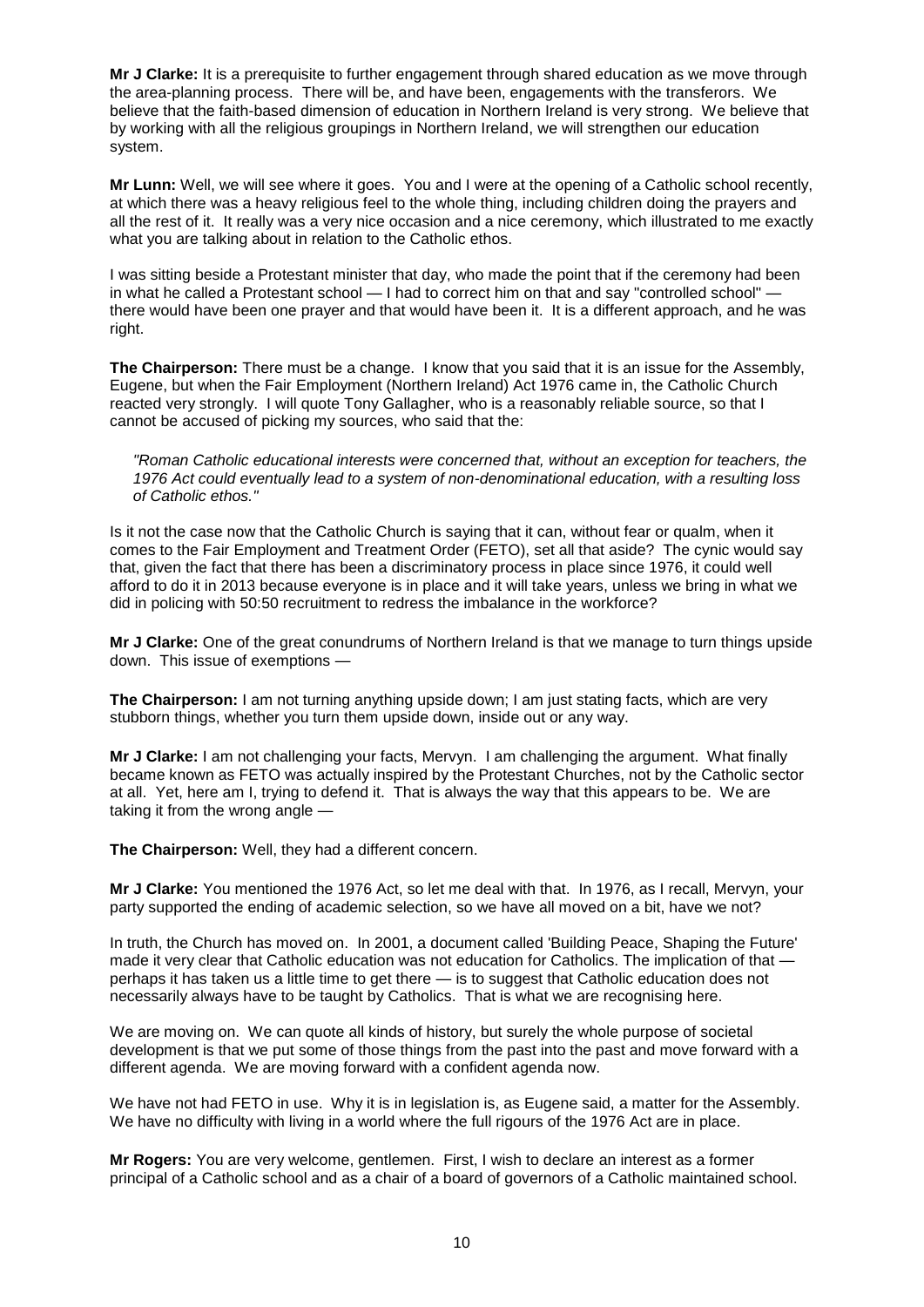**Mr J Clarke:** It is a prerequisite to further engagement through shared education as we move through the area-planning process. There will be, and have been, engagements with the transferors. We believe that the faith-based dimension of education in Northern Ireland is very strong. We believe that by working with all the religious groupings in Northern Ireland, we will strengthen our education system.

**Mr Lunn:** Well, we will see where it goes. You and I were at the opening of a Catholic school recently, at which there was a heavy religious feel to the whole thing, including children doing the prayers and all the rest of it. It really was a very nice occasion and a nice ceremony, which illustrated to me exactly what you are talking about in relation to the Catholic ethos.

I was sitting beside a Protestant minister that day, who made the point that if the ceremony had been in what he called a Protestant school — I had to correct him on that and say "controlled school" — there would have been one prayer and that would have been it. It is a different approach, and he was right.

**The Chairperson:** There must be a change. I know that you said that it is an issue for the Assembly, Eugene, but when the Fair Employment (Northern Ireland) Act 1976 came in, the Catholic Church reacted very strongly. I will quote Tony Gallagher, who is a reasonably reliable source, so that I cannot be accused of picking my sources, who said that the:

> *"Roman Catholic educational interests were concerned that, without an exception for teachers, the 1976 Act could eventually lead to a system of non-denominational education, with a resulting loss of Catholic ethos."*

Is it not the case now that the Catholic Church is saying that it can, without fear or qualm, when it comes to the Fair Employment and Treatment Order (FETO), set all that aside? The cynic would say that, given the fact that there has been a discriminatory process in place since 1976, it could well afford to do it in 2013 because everyone is in place and it will take years, unless we bring in what we did in policing with 50:50 recruitment to redress the imbalance in the workforce?

**Mr J Clarke:** One of the great conundrums of Northern Ireland is that we manage to turn things upside down. This issue of exemptions —

**The Chairperson:** I am not turning anything upside down; I am just stating facts, which are very stubborn things, whether you turn them upside down, inside out or any way.

**Mr J Clarke:** I am not challenging your facts, Mervyn. I am challenging the argument. What finally became known as FETO was actually inspired by the Protestant Churches, not by the Catholic sector at all. Yet, here am I, trying to defend it. That is always the way that this appears to be. We are taking it from the wrong angle —

**The Chairperson:** Well, they had a different concern.

**Mr J Clarke:** You mentioned the 1976 Act, so let me deal with that. In 1976, as I recall, Mervyn, your party supported the ending of academic selection, so we have all moved on a bit, have we not?

In truth, the Church has moved on. In 2001, a document called 'Building Peace, Shaping the Future' made it very clear that Catholic education was not education for Catholics. The implication of that — perhaps it has taken us a little time to get there — is to suggest that Catholic education does not necessarily always have to be taught by Catholics. That is what we are recognising here.

We are moving on. We can quote all kinds of history, but surely the whole purpose of societal development is that we put some of those things from the past into the past and move forward with a different agenda. We are moving forward with a confident agenda now.

We have not had FETO in use. Why it is in legislation is, as Eugene said, a matter for the Assembly. We have no difficulty with living in a world where the full rigours of the 1976 Act are in place.

**Mr Rogers:** You are very welcome, gentlemen. First, I wish to declare an interest as a former principal of a Catholic school and as a chair of a board of governors of a Catholic maintained school.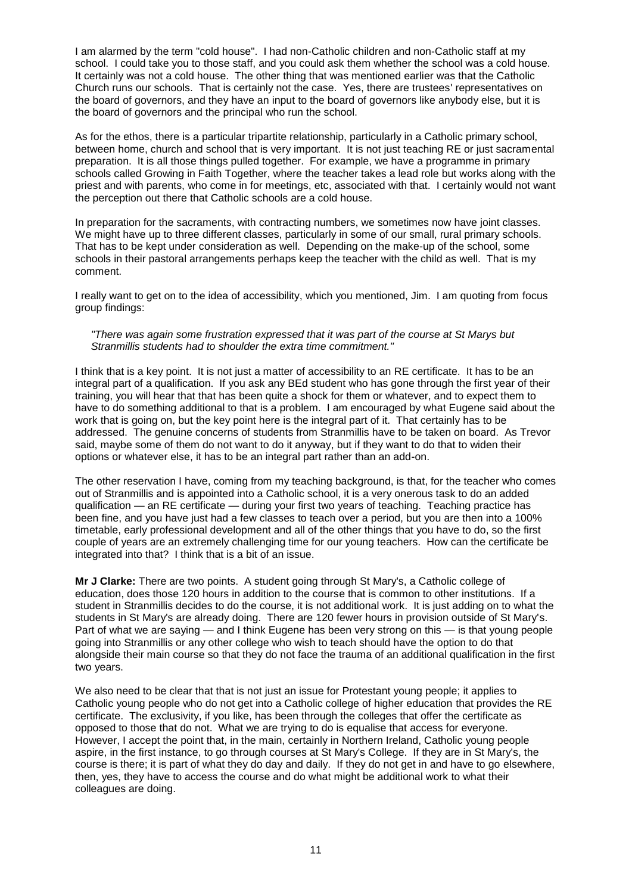I am alarmed by the term "cold house". I had non-Catholic children and non-Catholic staff at my school. I could take you to those staff, and you could ask them whether the school was a cold house. It certainly was not a cold house. The other thing that was mentioned earlier was that the Catholic Church runs our schools. That is certainly not the case. Yes, there are trustees' representatives on the board of governors, and they have an input to the board of governors like anybody else, but it is the board of governors and the principal who run the school.

As for the ethos, there is a particular tripartite relationship, particularly in a Catholic primary school, between home, church and school that is very important. It is not just teaching RE or just sacramental preparation. It is all those things pulled together. For example, we have a programme in primary schools called Growing in Faith Together, where the teacher takes a lead role but works along with the priest and with parents, who come in for meetings, etc, associated with that. I certainly would not want the perception out there that Catholic schools are a cold house.

In preparation for the sacraments, with contracting numbers, we sometimes now have joint classes. We might have up to three different classes, particularly in some of our small, rural primary schools. That has to be kept under consideration as well. Depending on the make-up of the school, some schools in their pastoral arrangements perhaps keep the teacher with the child as well. That is my comment.

I really want to get on to the idea of accessibility, which you mentioned, Jim. I am quoting from focus group findings:

> *"There was again some frustration expressed that it was part of the course at St Marys but Stranmillis students had to shoulder the extra time commitment."*

I think that is a key point. It is not just a matter of accessibility to an RE certificate. It has to be an integral part of a qualification. If you ask any BEd student who has gone through the first year of their training, you will hear that that has been quite a shock for them or whatever, and to expect them to have to do something additional to that is a problem. I am encouraged by what Eugene said about the work that is going on, but the key point here is the integral part of it. That certainly has to be addressed. The genuine concerns of students from Stranmillis have to be taken on board. As Trevor said, maybe some of them do not want to do it anyway, but if they want to do that to widen their options or whatever else, it has to be an integral part rather than an add-on.

The other reservation I have, coming from my teaching background, is that, for the teacher who comes out of Stranmillis and is appointed into a Catholic school, it is a very onerous task to do an added qualification — an RE certificate — during your first two years of teaching. Teaching practice has been fine, and you have just had a few classes to teach over a period, but you are then into a 100% timetable, early professional development and all of the other things that you have to do, so the first couple of years are an extremely challenging time for our young teachers. How can the certificate be integrated into that? I think that is a bit of an issue.

**Mr J Clarke:** There are two points. A student going through St Mary's, a Catholic college of education, does those 120 hours in addition to the course that is common to other institutions. If a student in Stranmillis decides to do the course, it is not additional work. It is just adding on to what the students in St Mary's are already doing. There are 120 fewer hours in provision outside of St Mary's. Part of what we are saying — and I think Eugene has been very strong on this — is that young people going into Stranmillis or any other college who wish to teach should have the option to do that alongside their main course so that they do not face the trauma of an additional qualification in the first two years.

We also need to be clear that that is not just an issue for Protestant young people; it applies to Catholic young people who do not get into a Catholic college of higher education that provides the RE certificate. The exclusivity, if you like, has been through the colleges that offer the certificate as opposed to those that do not. What we are trying to do is equalise that access for everyone. However, I accept the point that, in the main, certainly in Northern Ireland, Catholic young people aspire, in the first instance, to go through courses at St Mary's College. If they are in St Mary's, the course is there; it is part of what they do day and daily. If they do not get in and have to go elsewhere, then, yes, they have to access the course and do what might be additional work to what their colleagues are doing.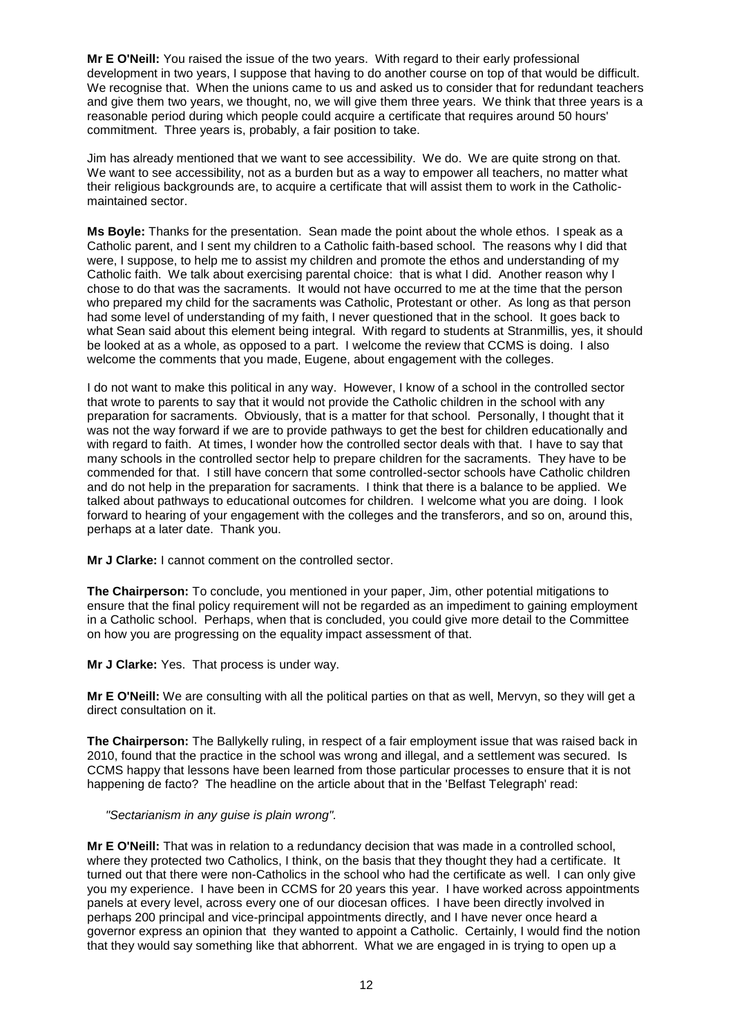**Mr E O'Neill:** You raised the issue of the two years. With regard to their early professional development in two years, I suppose that having to do another course on top of that would be difficult. We recognise that. When the unions came to us and asked us to consider that for redundant teachers and give them two years, we thought, no, we will give them three years. We think that three years is a reasonable period during which people could acquire a certificate that requires around 50 hours' commitment. Three years is, probably, a fair position to take.

Jim has already mentioned that we want to see accessibility. We do. We are quite strong on that. We want to see accessibility, not as a burden but as a way to empower all teachers, no matter what their religious backgrounds are, to acquire a certificate that will assist them to work in the Catholic-maintained sector.

**Ms Boyle:** Thanks for the presentation. Sean made the point about the whole ethos. I speak as a Catholic parent, and I sent my children to a Catholic faith-based school. The reasons why I did that were, I suppose, to help me to assist my children and promote the ethos and understanding of my Catholic faith. We talk about exercising parental choice: that is what I did. Another reason why I chose to do that was the sacraments. It would not have occurred to me at the time that the person who prepared my child for the sacraments was Catholic, Protestant or other. As long as that person had some level of understanding of my faith, I never questioned that in the school. It goes back to what Sean said about this element being integral. With regard to students at Stranmillis, yes, it should be looked at as a whole, as opposed to a part. I welcome the review that CCMS is doing. I also welcome the comments that you made, Eugene, about engagement with the colleges.

I do not want to make this political in any way. However, I know of a school in the controlled sector that wrote to parents to say that it would not provide the Catholic children in the school with any preparation for sacraments. Obviously, that is a matter for that school. Personally, I thought that it was not the way forward if we are to provide pathways to get the best for children educationally and with regard to faith. At times, I wonder how the controlled sector deals with that. I have to say that many schools in the controlled sector help to prepare children for the sacraments. They have to be commended for that. I still have concern that some controlled-sector schools have Catholic children and do not help in the preparation for sacraments. I think that there is a balance to be applied. We talked about pathways to educational outcomes for children. I welcome what you are doing. I look forward to hearing of your engagement with the colleges and the transferors, and so on, around this, perhaps at a later date. Thank you.

**Mr J Clarke:** I cannot comment on the controlled sector.

**The Chairperson:** To conclude, you mentioned in your paper, Jim, other potential mitigations to ensure that the final policy requirement will not be regarded as an impediment to gaining employment in a Catholic school. Perhaps, when that is concluded, you could give more detail to the Committee on how you are progressing on the equality impact assessment of that.

**Mr J Clarke:** Yes. That process is under way.

**Mr E O'Neill:** We are consulting with all the political parties on that as well, Mervyn, so they will get a direct consultation on it.

**The Chairperson:** The Ballykelly ruling, in respect of a fair employment issue that was raised back in 2010, found that the practice in the school was wrong and illegal, and a settlement was secured. Is CCMS happy that lessons have been learned from those particular processes to ensure that it is not happening de facto? The headline on the article about that in the 'Belfast Telegraph' read:

> *"Sectarianism in any guise is plain wrong".*

**Mr E O'Neill:** That was in relation to a redundancy decision that was made in a controlled school, where they protected two Catholics, I think, on the basis that they thought they had a certificate. It turned out that there were non-Catholics in the school who had the certificate as well. I can only give you my experience. I have been in CCMS for 20 years this year. I have worked across appointments panels at every level, across every one of our diocesan offices. I have been directly involved in perhaps 200 principal and vice-principal appointments directly, and I have never once heard a governor express an opinion that they wanted to appoint a Catholic. Certainly, I would find the notion that they would say something like that abhorrent. What we are engaged in is trying to open up a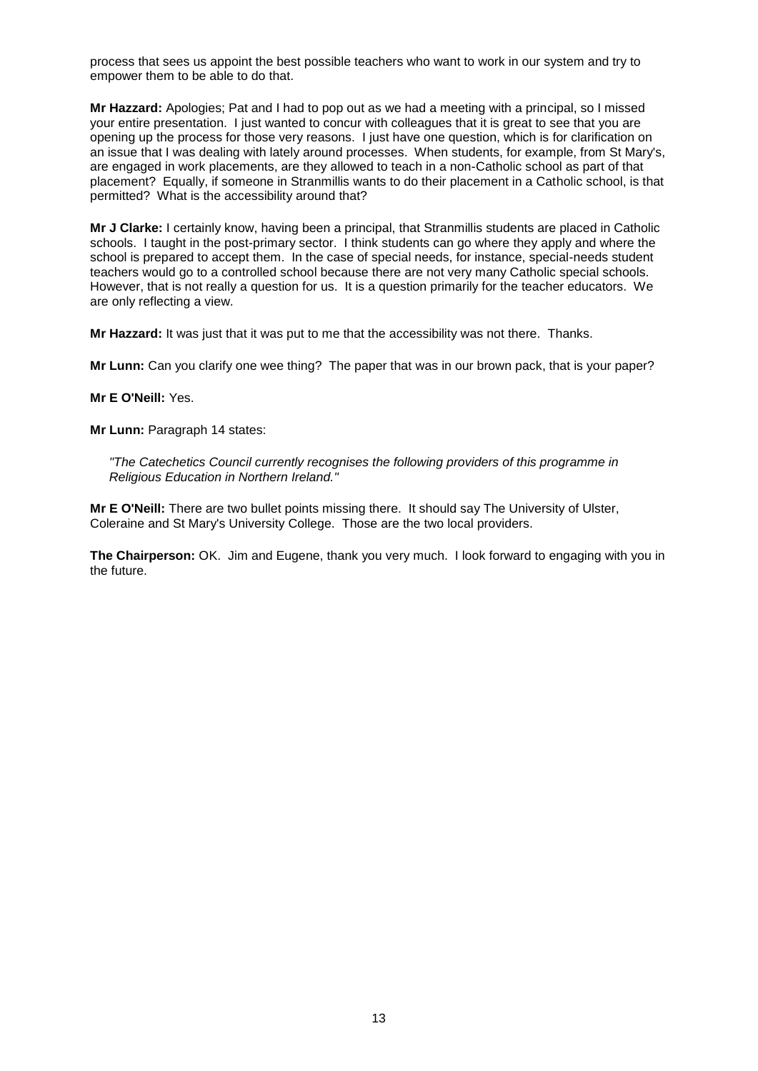process that sees us appoint the best possible teachers who want to work in our system and try to empower them to be able to do that.

**Mr Hazzard:** Apologies; Pat and I had to pop out as we had a meeting with a principal, so I missed your entire presentation. I just wanted to concur with colleagues that it is great to see that you are opening up the process for those very reasons. I just have one question, which is for clarification on an issue that I was dealing with lately around processes. When students, for example, from St Mary's, are engaged in work placements, are they allowed to teach in a non-Catholic school as part of that placement? Equally, if someone in Stranmillis wants to do their placement in a Catholic school, is that permitted? What is the accessibility around that?

**Mr J Clarke:** I certainly know, having been a principal, that Stranmillis students are placed in Catholic schools. I taught in the post-primary sector. I think students can go where they apply and where the school is prepared to accept them. In the case of special needs, for instance, special-needs student teachers would go to a controlled school because there are not very many Catholic special schools. However, that is not really a question for us. It is a question primarily for the teacher educators. We are only reflecting a view.

**Mr Hazzard:** It was just that it was put to me that the accessibility was not there. Thanks.

**Mr Lunn:** Can you clarify one wee thing? The paper that was in our brown pack, that is your paper?

**Mr E O'Neill:** Yes.

**Mr Lunn:** Paragraph 14 states:

> *"The Catechetics Council currently recognises the following providers of this programme in Religious Education in Northern Ireland."*

**Mr E O'Neill:** There are two bullet points missing there. It should say The University of Ulster, Coleraine and St Mary's University College. Those are the two local providers.

**The Chairperson:** OK. Jim and Eugene, thank you very much. I look forward to engaging with you in the future.